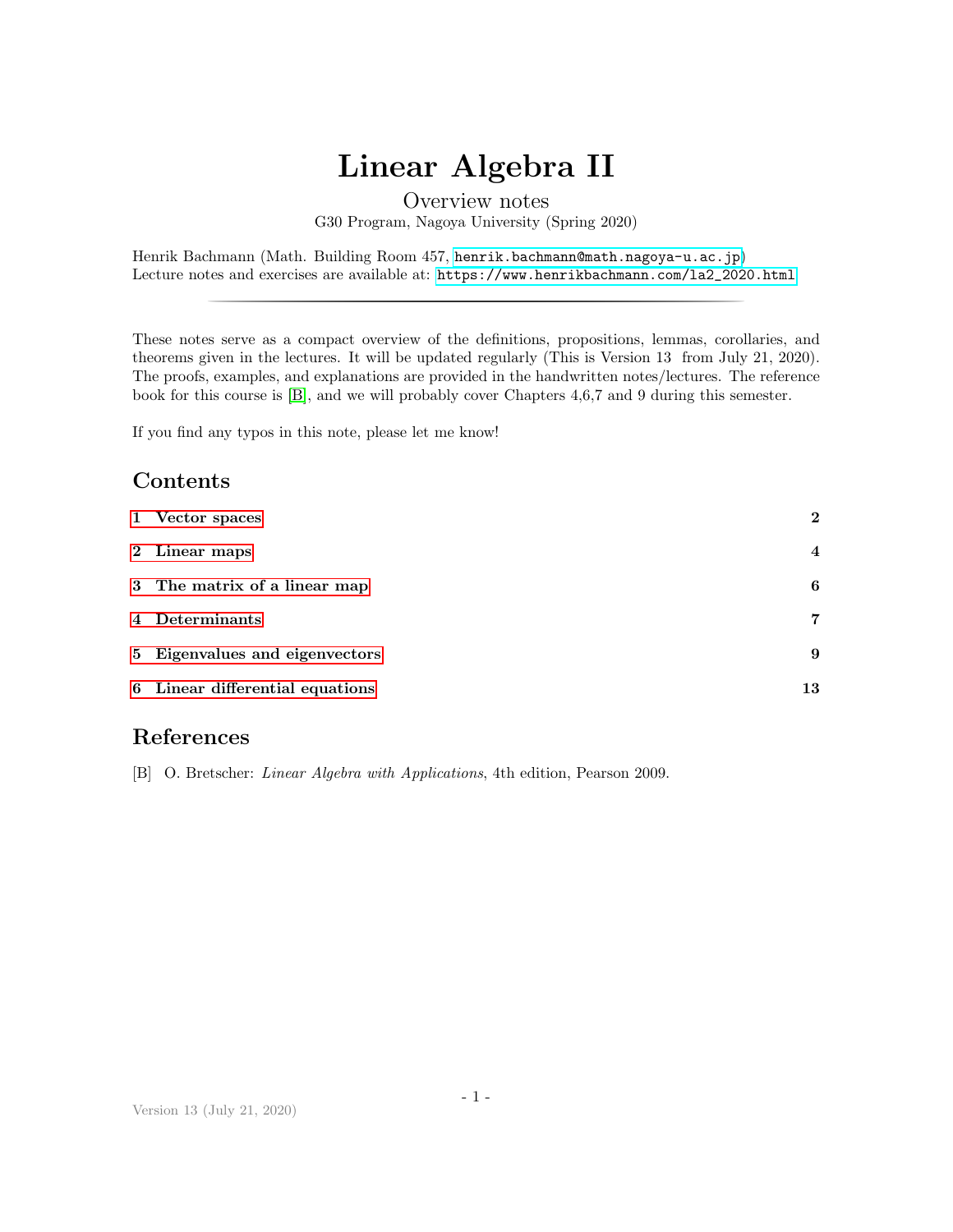# Linear Algebra II

Overview notes

G30 Program, Nagoya University (Spring 2020)

Henrik Bachmann (Math. Building Room 457, henrik.bachmann@math.nagoya-u.ac.jp)
Lecture notes and exercises are available at: https://www.henrikbachmann.com/la2_2020.html

---

These notes serve as a compact overview of the definitions, propositions, lemmas, corollaries, and theorems given in the lectures. It will be updated regularly (This is Version 13 from July 21, 2020). The proofs, examples, and explanations are provided in the handwritten notes/lectures. The reference book for this course is [B], and we will probably cover Chapters 4,6,7 and 9 during this semester.

If you find any typos in this note, please let me know!

## Contents

| | |
|---|---|
| **1 Vector spaces** | **2** |
| **2 Linear maps** | **4** |
| **3 The matrix of a linear map** | **6** |
| **4 Determinants** | **7** |
| **5 Eigenvalues and eigenvectors** | **9** |
| **6 Linear differential equations** | **13** |

## References

[B] O. Bretscher: *Linear Algebra with Applications*, 4th edition, Pearson 2009.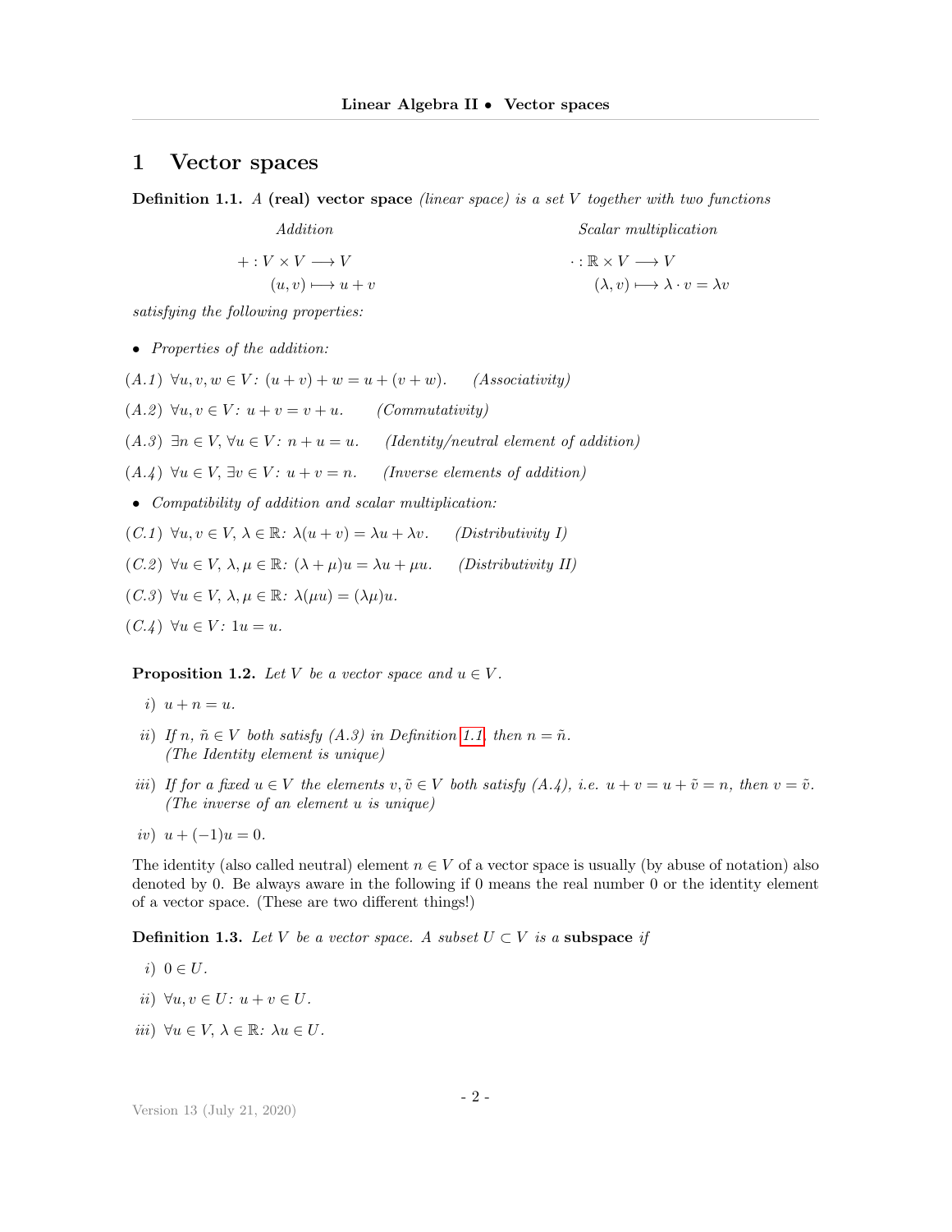# 1 Vector spaces

**Definition 1.1.** *A* **(real) vector space** *(linear space) is a set $V$ together with two functions*

*Addition*

$$
\begin{aligned}
+ : V \times V &\longrightarrow V \\
(u, v) &\longmapsto u + v
\end{aligned}
$$

*Scalar multiplication*

$$
\begin{aligned}
\cdot : \mathbb{R} \times V &\longrightarrow V \\
(\lambda, v) &\longmapsto \lambda \cdot v = \lambda v
\end{aligned}
$$

*satisfying the following properties:*

- *Properties of the addition:*

*(A.1)* $\forall u, v, w \in V$*:* $(u + v) + w = u + (v + w)$*.* *(Associativity)*

*(A.2)* $\forall u, v \in V$*:* $u + v = v + u$*.* *(Commutativity)*

*(A.3)* $\exists n \in V, \forall u \in V$*:* $n + u = u$*.* *(Identity/neutral element of addition)*

*(A.4)* $\forall u \in V, \exists v \in V$*:* $u + v = n$*.* *(Inverse elements of addition)*

- *Compatibility of addition and scalar multiplication:*

*(C.1)* $\forall u, v \in V, \lambda \in \mathbb{R}$*:* $\lambda(u + v) = \lambda u + \lambda v$*.* *(Distributivity I)*

*(C.2)* $\forall u \in V, \lambda, \mu \in \mathbb{R}$*:* $(\lambda + \mu)u = \lambda u + \mu u$*.* *(Distributivity II)*

*(C.3)* $\forall u \in V, \lambda, \mu \in \mathbb{R}$*:* $\lambda(\mu u) = (\lambda\mu)u$*.*

*(C.4)* $\forall u \in V$*:* $1u = u$*.*

**Proposition 1.2.** *Let $V$ be a vector space and $u \in V$.*

*i)* $u + n = u$*.*

*ii) If $n$, $\tilde{n} \in V$ both satisfy (A.3) in Definition 1.1, then $n = \tilde{n}$.*
*(The Identity element is unique)*

*iii) If for a fixed $u \in V$ the elements $v, \tilde{v} \in V$ both satisfy (A.4), i.e. $u + v = u + \tilde{v} = n$, then $v = \tilde{v}$.*
*(The inverse of an element $u$ is unique)*

*iv)* $u + (-1)u = 0$*.*

The identity (also called neutral) element $n \in V$ of a vector space is usually (by abuse of notation) also denoted by 0. Be always aware in the following if 0 means the real number 0 or the identity element of a vector space. (These are two different things!)

**Definition 1.3.** *Let $V$ be a vector space. A subset $U \subset V$ is a* **subspace** *if*

*i)* $0 \in U$*.*

*ii)* $\forall u, v \in U$*:* $u + v \in U$*.*

*iii)* $\forall u \in V, \lambda \in \mathbb{R}$*:* $\lambda u \in U$*.*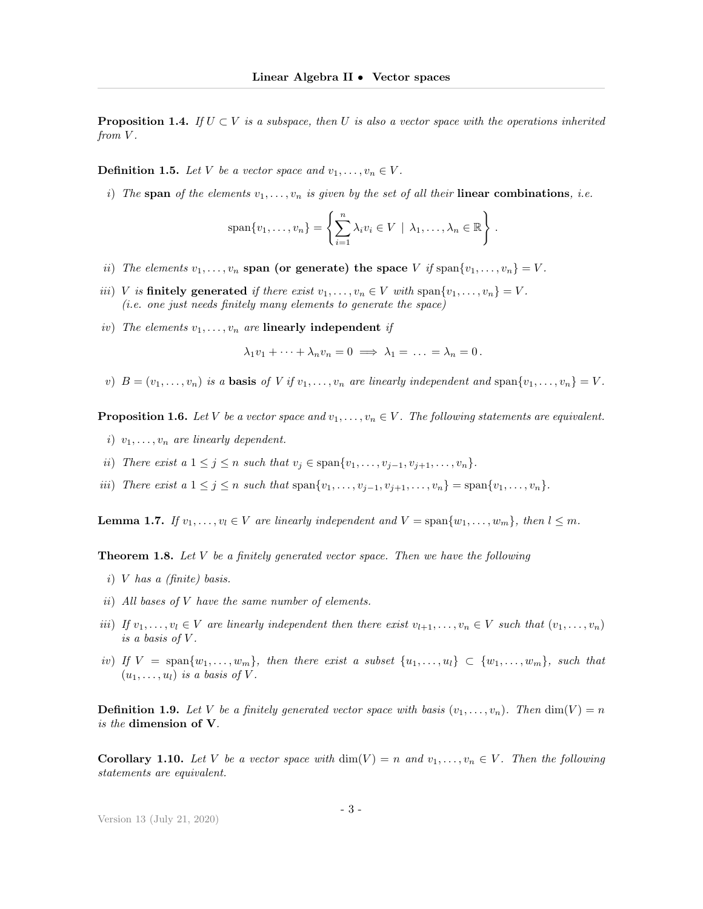**Proposition 1.4.** *If $U \subset V$ is a subspace, then $U$ is also a vector space with the operations inherited from $V$.*

**Definition 1.5.** *Let $V$ be a vector space and $v_1, \ldots, v_n \in V$.*

*i) The* **span** *of the elements $v_1, \ldots, v_n$ is given by the set of all their* **linear combinations***, i.e.*

$$\operatorname{span}\{v_1, \ldots, v_n\} = \left\{ \sum_{i=1}^{n} \lambda_i v_i \in V \;\middle|\; \lambda_1, \ldots, \lambda_n \in \mathbb{R} \right\}.$$

*ii) The elements $v_1, \ldots, v_n$* **span (or generate) the space** *$V$ if $\operatorname{span}\{v_1, \ldots, v_n\} = V$.*

*iii) $V$ is* **finitely generated** *if there exist $v_1, \ldots, v_n \in V$ with $\operatorname{span}\{v_1, \ldots, v_n\} = V$. (i.e. one just needs finitely many elements to generate the space)*

*iv) The elements $v_1, \ldots, v_n$ are* **linearly independent** *if*

$$\lambda_1 v_1 + \cdots + \lambda_n v_n = 0 \implies \lambda_1 = \ldots = \lambda_n = 0.$$

*v) $B = (v_1, \ldots, v_n)$ is a* **basis** *of $V$ if $v_1, \ldots, v_n$ are linearly independent and $\operatorname{span}\{v_1, \ldots, v_n\} = V$.*

**Proposition 1.6.** *Let $V$ be a vector space and $v_1, \ldots, v_n \in V$. The following statements are equivalent.*

*i) $v_1, \ldots, v_n$ are linearly dependent.*

*ii) There exist a $1 \leq j \leq n$ such that $v_j \in \operatorname{span}\{v_1, \ldots, v_{j-1}, v_{j+1}, \ldots, v_n\}$.*

*iii) There exist a $1 \leq j \leq n$ such that $\operatorname{span}\{v_1, \ldots, v_{j-1}, v_{j+1}, \ldots, v_n\} = \operatorname{span}\{v_1, \ldots, v_n\}$.*

**Lemma 1.7.** *If $v_1, \ldots, v_l \in V$ are linearly independent and $V = \operatorname{span}\{w_1, \ldots, w_m\}$, then $l \leq m$.*

**Theorem 1.8.** *Let $V$ be a finitely generated vector space. Then we have the following*

*i) $V$ has a (finite) basis.*

*ii) All bases of $V$ have the same number of elements.*

*iii) If $v_1, \ldots, v_l \in V$ are linearly independent then there exist $v_{l+1}, \ldots, v_n \in V$ such that $(v_1, \ldots, v_n)$ is a basis of $V$.*

*iv) If $V = \operatorname{span}\{w_1, \ldots, w_m\}$, then there exist a subset $\{u_1, \ldots, u_l\} \subset \{w_1, \ldots, w_m\}$, such that $(u_1, \ldots, u_l)$ is a basis of $V$.*

**Definition 1.9.** *Let $V$ be a finitely generated vector space with basis $(v_1, \ldots, v_n)$. Then $\dim(V) = n$ is the* **dimension of V***.*

**Corollary 1.10.** *Let $V$ be a vector space with $\dim(V) = n$ and $v_1, \ldots, v_n \in V$. Then the following statements are equivalent.*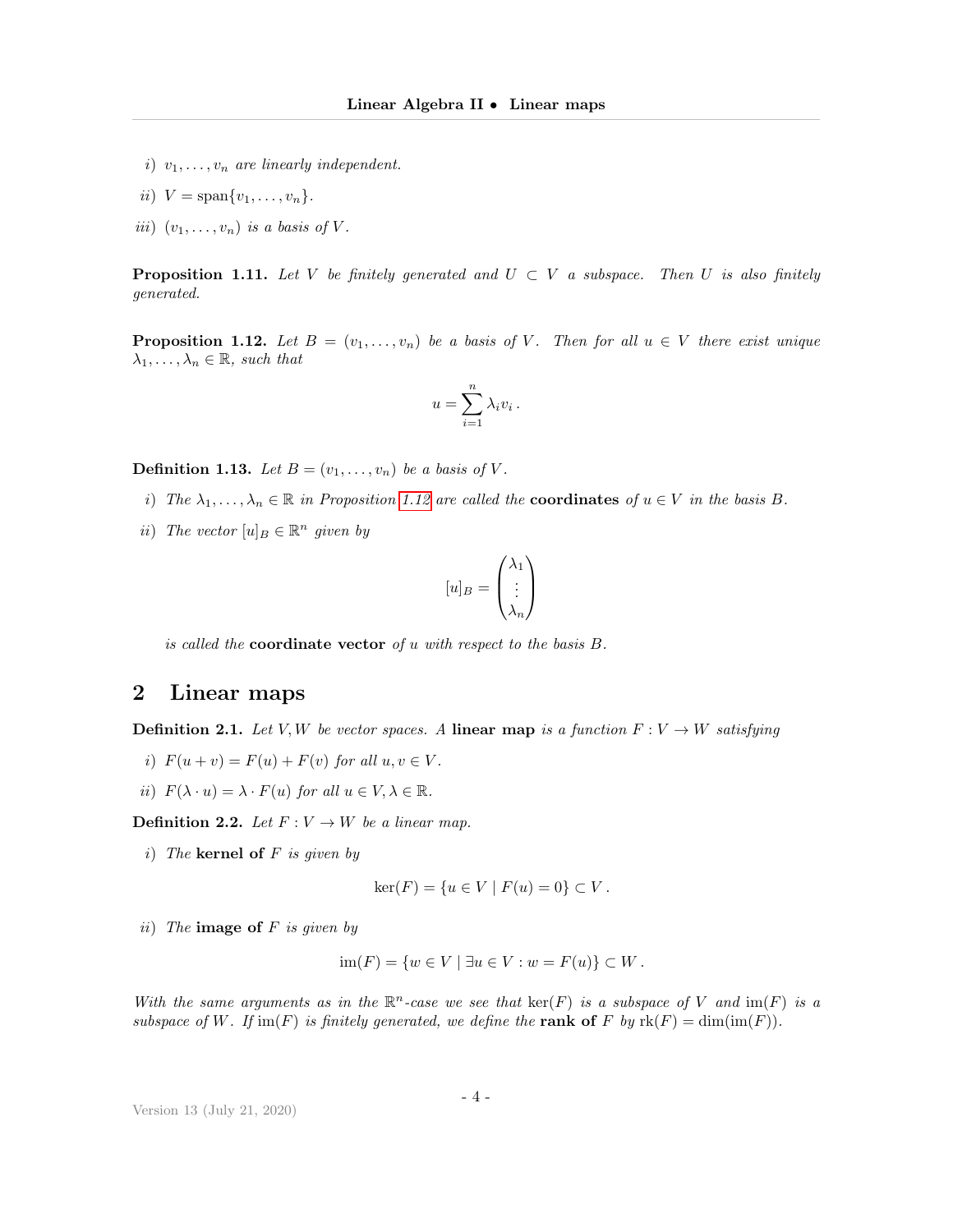*i)* $v_1, \ldots, v_n$ *are linearly independent.*

*ii)* $V = \mathrm{span}\{v_1, \ldots, v_n\}$.

*iii)* $(v_1, \ldots, v_n)$ *is a basis of* $V$.

**Proposition 1.11.** *Let* $V$ *be finitely generated and* $U \subset V$ *a subspace. Then* $U$ *is also finitely generated.*

**Proposition 1.12.** *Let* $B = (v_1, \ldots, v_n)$ *be a basis of* $V$. *Then for all* $u \in V$ *there exist unique* $\lambda_1, \ldots, \lambda_n \in \mathbb{R}$, *such that*

$$u = \sum_{i=1}^{n} \lambda_i v_i \,.$$

**Definition 1.13.** *Let* $B = (v_1, \ldots, v_n)$ *be a basis of* $V$.

*i) The* $\lambda_1, \ldots, \lambda_n \in \mathbb{R}$ *in Proposition 1.12 are called the* **coordinates** *of* $u \in V$ *in the basis* $B$.

*ii) The vector* $[u]_B \in \mathbb{R}^n$ *given by*

$$[u]_B = \begin{pmatrix} \lambda_1 \\ \vdots \\ \lambda_n \end{pmatrix}$$

*is called the* **coordinate vector** *of* $u$ *with respect to the basis* $B$.

# 2 Linear maps

**Definition 2.1.** *Let* $V, W$ *be vector spaces. A* **linear map** *is a function* $F : V \to W$ *satisfying*

*i)* $F(u + v) = F(u) + F(v)$ *for all* $u, v \in V$.

*ii)* $F(\lambda \cdot u) = \lambda \cdot F(u)$ *for all* $u \in V, \lambda \in \mathbb{R}$.

**Definition 2.2.** *Let* $F : V \to W$ *be a linear map.*

*i) The* **kernel of** $F$ *is given by*

$$\ker(F) = \{u \in V \mid F(u) = 0\} \subset V \,.$$

*ii) The* **image of** $F$ *is given by*

$$\mathrm{im}(F) = \{w \in V \mid \exists u \in V : w = F(u)\} \subset W \,.$$

*With the same arguments as in the* $\mathbb{R}^n$*-case we see that* $\ker(F)$ *is a subspace of* $V$ *and* $\mathrm{im}(F)$ *is a subspace of* $W$. *If* $\mathrm{im}(F)$ *is finitely generated, we define the* **rank of** $F$ *by* $\mathrm{rk}(F) = \dim(\mathrm{im}(F))$.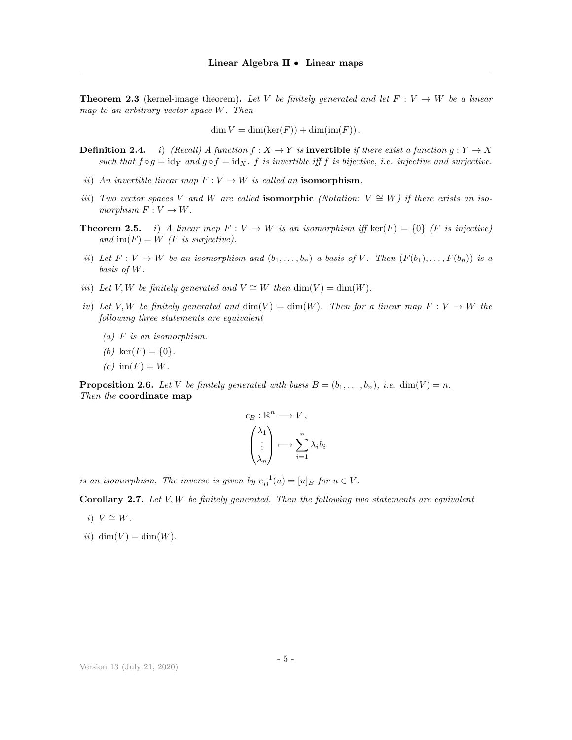**Theorem 2.3** (kernel-image theorem)**.** *Let $V$ be finitely generated and let $F : V \to W$ be a linear map to an arbitrary vector space $W$. Then*

$$\dim V = \dim(\ker(F)) + \dim(\operatorname{im}(F)) .$$

**Definition 2.4.** *i) (Recall) A function $f : X \to Y$ is* **invertible** *if there exist a function $g : Y \to X$ such that $f \circ g = \mathrm{id}_Y$ and $g \circ f = \mathrm{id}_X$. $f$ is invertible iff $f$ is bijective, i.e. injective and surjective.*

*ii) An invertible linear map $F : V \to W$ is called an* **isomorphism**.

*iii) Two vector spaces $V$ and $W$ are called* **isomorphic** *(Notation: $V \cong W$) if there exists an isomorphism $F : V \to W$.*

**Theorem 2.5.** *i) A linear map $F : V \to W$ is an isomorphism iff $\ker(F) = \{0\}$ ($F$ is injective) and $\operatorname{im}(F) = W$ ($F$ is surjective).*

*ii) Let $F : V \to W$ be an isomorphism and $(b_1, \ldots, b_n)$ a basis of $V$. Then $(F(b_1), \ldots, F(b_n))$ is a basis of $W$.*

*iii) Let $V, W$ be finitely generated and $V \cong W$ then $\dim(V) = \dim(W)$.*

*iv) Let $V, W$ be finitely generated and $\dim(V) = \dim(W)$. Then for a linear map $F : V \to W$ the following three statements are equivalent*

*(a) $F$ is an isomorphism.*

*(b) $\ker(F) = \{0\}$.*

*(c) $\operatorname{im}(F) = W$.*

**Proposition 2.6.** *Let $V$ be finitely generated with basis $B = (b_1, \ldots, b_n)$, i.e. $\dim(V) = n$. Then the* **coordinate map**

$$c_B : \mathbb{R}^n \longrightarrow V ,$$
$$\begin{pmatrix} \lambda_1 \\ \vdots \\ \lambda_n \end{pmatrix} \longmapsto \sum_{i=1}^{n} \lambda_i b_i$$

*is an isomorphism. The inverse is given by $c_B^{-1}(u) = [u]_B$ for $u \in V$.*

**Corollary 2.7.** *Let $V, W$ be finitely generated. Then the following two statements are equivalent*

*i) $V \cong W$.*

*ii) $\dim(V) = \dim(W)$.*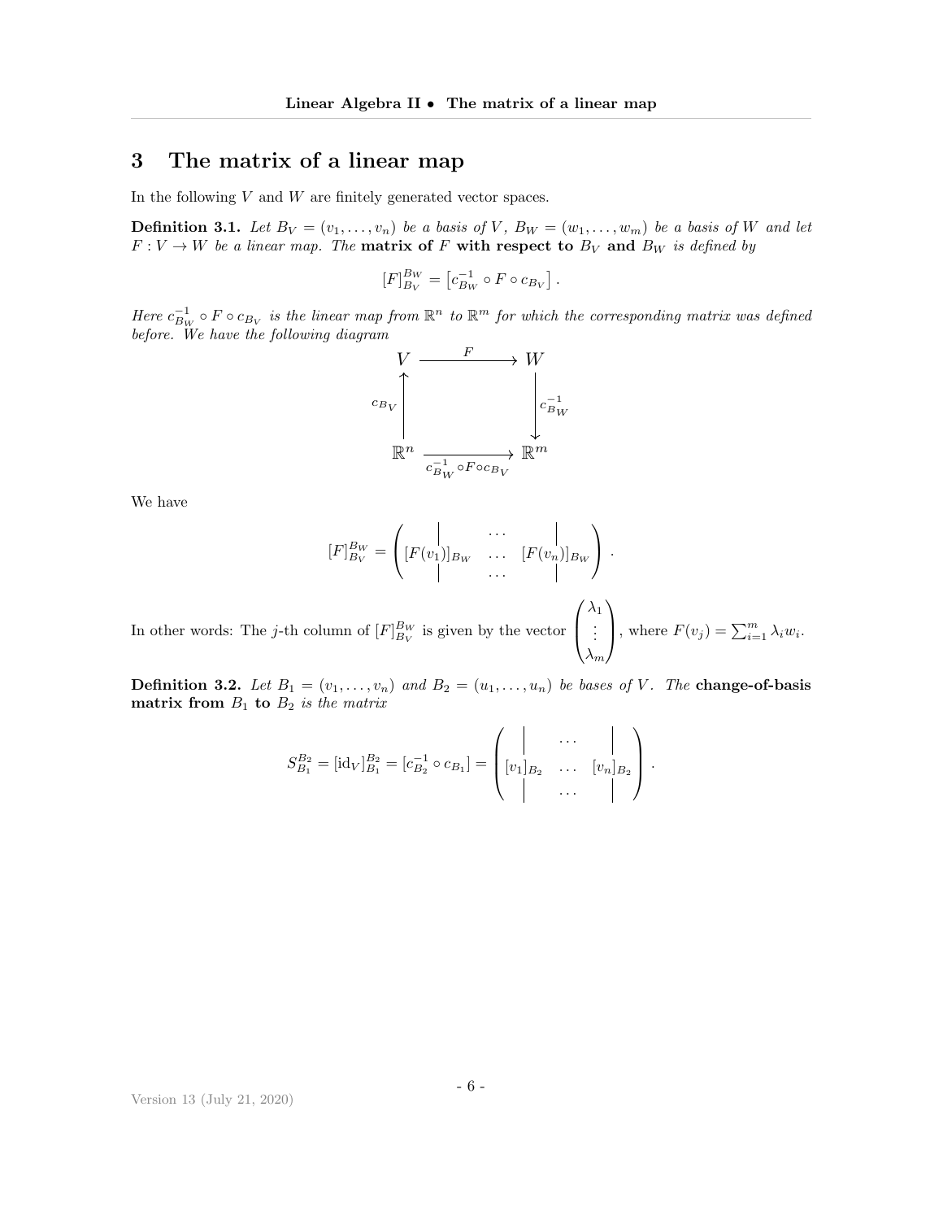# 3 The matrix of a linear map

In the following $V$ and $W$ are finitely generated vector spaces.

**Definition 3.1.** *Let $B_V = (v_1, \dots, v_n)$ be a basis of $V$, $B_W = (w_1, \dots, w_m)$ be a basis of $W$ and let $F : V \to W$ be a linear map. The* **matrix of $F$ with respect to $B_V$ and $B_W$** *is defined by*

$$[F]_{B_V}^{B_W} = \left[c_{B_W}^{-1} \circ F \circ c_{B_V}\right].$$

*Here $c_{B_W}^{-1} \circ F \circ c_{B_V}$ is the linear map from $\mathbb{R}^n$ to $\mathbb{R}^m$ for which the corresponding matrix was defined before. We have the following diagram*

$$\begin{array}{ccc}
V & \xrightarrow{\quad F \quad} & W \\
\uparrow {\scriptstyle c_{B_V}} & & \downarrow {\scriptstyle c_{B_W}^{-1}} \\
\mathbb{R}^n & \xrightarrow[c_{B_W}^{-1} \circ F \circ c_{B_V}]{} & \mathbb{R}^m
\end{array}$$

We have

$$[F]_{B_V}^{B_W} = \begin{pmatrix} | & \cdots & | \\ [F(v_1)]_{B_W} & \cdots & [F(v_n)]_{B_W} \\ | & \cdots & | \end{pmatrix}.$$

In other words: The $j$-th column of $[F]_{B_V}^{B_W}$ is given by the vector $\begin{pmatrix} \lambda_1 \\ \vdots \\ \lambda_m \end{pmatrix}$, where $F(v_j) = \sum_{i=1}^m \lambda_i w_i$.

**Definition 3.2.** *Let $B_1 = (v_1, \dots, v_n)$ and $B_2 = (u_1, \dots, u_n)$ be bases of $V$. The* **change-of-basis matrix from $B_1$ to $B_2$** *is the matrix*

$$S_{B_1}^{B_2} = [\mathrm{id}_V]_{B_1}^{B_2} = [c_{B_2}^{-1} \circ c_{B_1}] = \begin{pmatrix} | & \cdots & | \\ [v_1]_{B_2} & \cdots & [v_n]_{B_2} \\ | & \cdots & | \end{pmatrix}.$$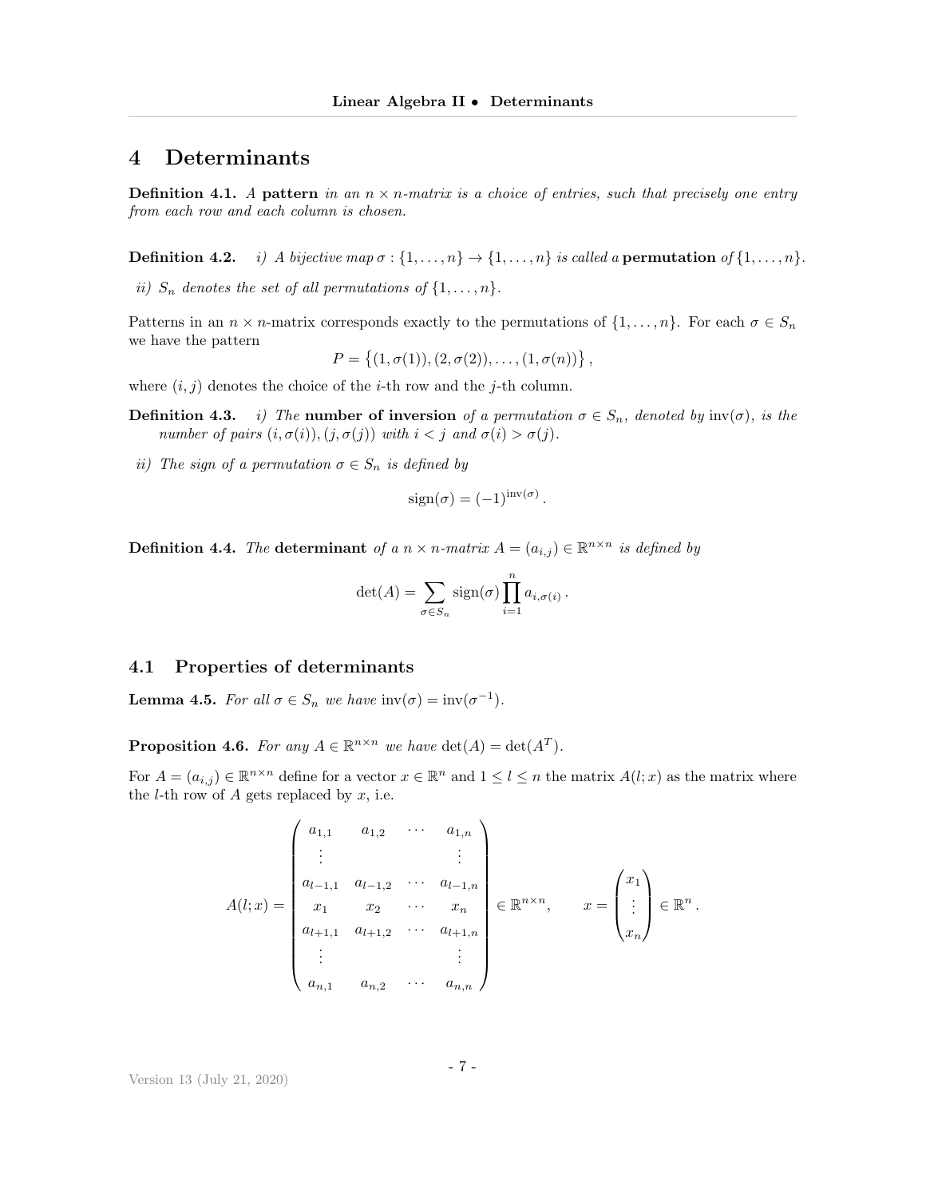# 4 Determinants

**Definition 4.1.** *A* **pattern** *in an $n \times n$-matrix is a choice of entries, such that precisely one entry from each row and each column is chosen.*

**Definition 4.2.** *i) A bijective map $\sigma : \{1, \dots, n\} \to \{1, \dots, n\}$ is called a* **permutation** *of $\{1, \dots, n\}$.*

*ii) $S_n$ denotes the set of all permutations of $\{1, \dots, n\}$.*

Patterns in an $n \times n$-matrix corresponds exactly to the permutations of $\{1, \dots, n\}$. For each $\sigma \in S_n$ we have the pattern

$$P = \left\{(1, \sigma(1)), (2, \sigma(2)), \dots, (1, \sigma(n))\right\},$$

where $(i, j)$ denotes the choice of the $i$-th row and the $j$-th column.

**Definition 4.3.** *i) The* **number of inversion** *of a permutation $\sigma \in S_n$, denoted by $\operatorname{inv}(\sigma)$, is the number of pairs $(i, \sigma(i)), (j, \sigma(j))$ with $i < j$ and $\sigma(i) > \sigma(j)$.*

*ii) The sign of a permutation $\sigma \in S_n$ is defined by*

$$\operatorname{sign}(\sigma) = (-1)^{\operatorname{inv}(\sigma)}.$$

**Definition 4.4.** *The* **determinant** *of a $n \times n$-matrix $A = (a_{i,j}) \in \mathbb{R}^{n \times n}$ is defined by*

$$\det(A) = \sum_{\sigma \in S_n} \operatorname{sign}(\sigma) \prod_{i=1}^{n} a_{i,\sigma(i)}.$$

## 4.1 Properties of determinants

**Lemma 4.5.** *For all $\sigma \in S_n$ we have $\operatorname{inv}(\sigma) = \operatorname{inv}(\sigma^{-1})$.*

**Proposition 4.6.** *For any $A \in \mathbb{R}^{n \times n}$ we have $\det(A) = \det(A^T)$.*

For $A = (a_{i,j}) \in \mathbb{R}^{n \times n}$ define for a vector $x \in \mathbb{R}^n$ and $1 \leq l \leq n$ the matrix $A(l; x)$ as the matrix where the $l$-th row of $A$ gets replaced by $x$, i.e.

$$A(l; x) = \begin{pmatrix} a_{1,1} & a_{1,2} & \cdots & a_{1,n} \\ \vdots & & & \vdots \\ a_{l-1,1} & a_{l-1,2} & \cdots & a_{l-1,n} \\ x_1 & x_2 & \cdots & x_n \\ a_{l+1,1} & a_{l+1,2} & \cdots & a_{l+1,n} \\ \vdots & & & \vdots \\ a_{n,1} & a_{n,2} & \cdots & a_{n,n} \end{pmatrix} \in \mathbb{R}^{n \times n}, \qquad x = \begin{pmatrix} x_1 \\ \vdots \\ x_n \end{pmatrix} \in \mathbb{R}^n.$$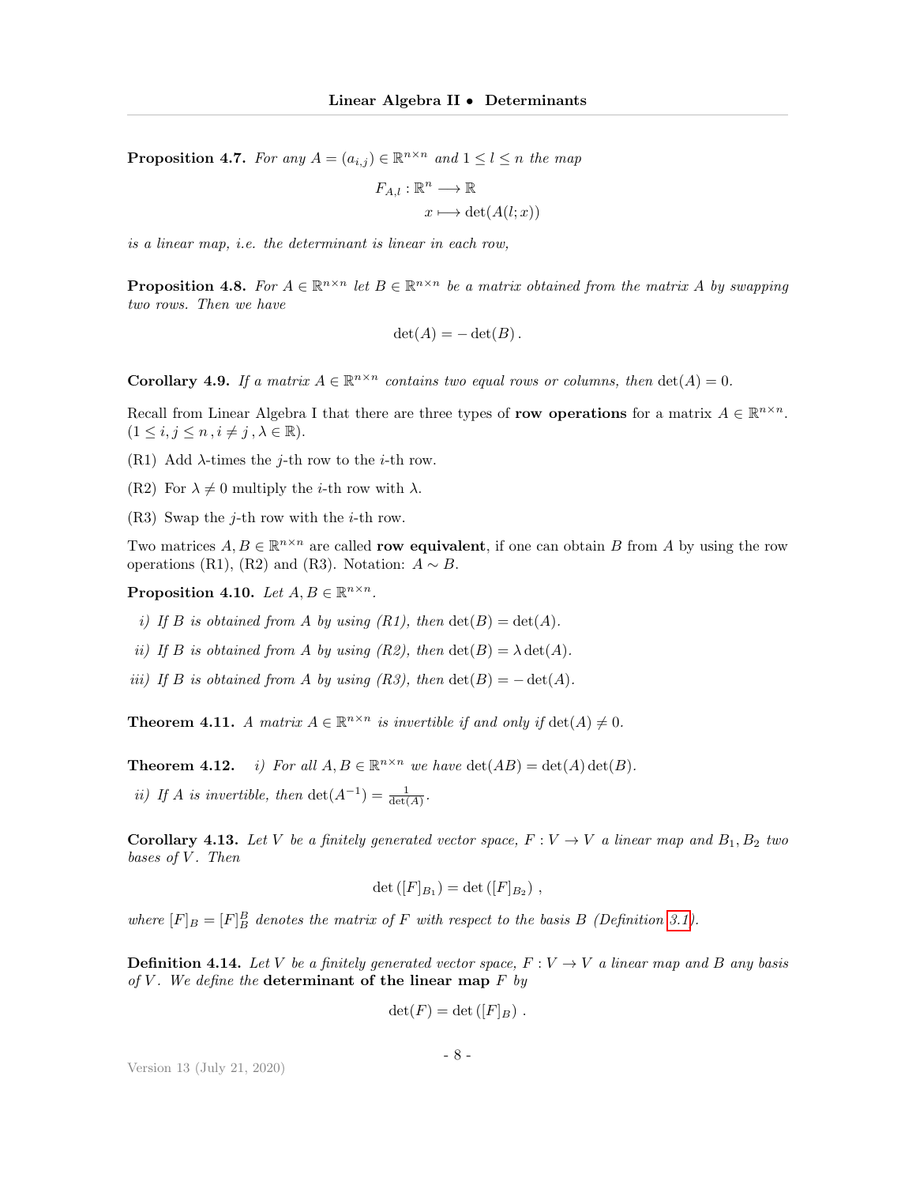**Proposition 4.7.** *For any $A = (a_{i,j}) \in \mathbb{R}^{n \times n}$ and $1 \leq l \leq n$ the map*

$$
\begin{aligned}
F_{A,l} : \mathbb{R}^n &\longrightarrow \mathbb{R} \\
x &\longmapsto \det(A(l;x))
\end{aligned}
$$

*is a linear map, i.e. the determinant is linear in each row,*

**Proposition 4.8.** *For $A \in \mathbb{R}^{n \times n}$ let $B \in \mathbb{R}^{n \times n}$ be a matrix obtained from the matrix $A$ by swapping two rows. Then we have*

$$
\det(A) = -\det(B)\,.
$$

**Corollary 4.9.** *If a matrix $A \in \mathbb{R}^{n \times n}$ contains two equal rows or columns, then $\det(A) = 0$.*

Recall from Linear Algebra I that there are three types of **row operations** for a matrix $A \in \mathbb{R}^{n \times n}$. ($1 \leq i, j \leq n\,, i \neq j\,, \lambda \in \mathbb{R}$).

(R1) Add $\lambda$-times the $j$-th row to the $i$-th row.

(R2) For $\lambda \neq 0$ multiply the $i$-th row with $\lambda$.

(R3) Swap the $j$-th row with the $i$-th row.

Two matrices $A, B \in \mathbb{R}^{n \times n}$ are called **row equivalent**, if one can obtain $B$ from $A$ by using the row operations (R1), (R2) and (R3). Notation: $A \sim B$.

**Proposition 4.10.** *Let $A, B \in \mathbb{R}^{n \times n}$.*

*i) If $B$ is obtained from $A$ by using (R1), then $\det(B) = \det(A)$.*

*ii) If $B$ is obtained from $A$ by using (R2), then $\det(B) = \lambda \det(A)$.*

*iii) If $B$ is obtained from $A$ by using (R3), then $\det(B) = -\det(A)$.*

**Theorem 4.11.** *A matrix $A \in \mathbb{R}^{n \times n}$ is invertible if and only if $\det(A) \neq 0$.*

**Theorem 4.12.** *i) For all $A, B \in \mathbb{R}^{n \times n}$ we have $\det(AB) = \det(A)\det(B)$.*

*ii) If $A$ is invertible, then $\det(A^{-1}) = \frac{1}{\det(A)}$.*

**Corollary 4.13.** *Let $V$ be a finitely generated vector space, $F : V \to V$ a linear map and $B_1, B_2$ two bases of $V$. Then*

$$
\det\left([F]_{B_1}\right) = \det\left([F]_{B_2}\right)\,,
$$

*where $[F]_B = [F]_B^B$ denotes the matrix of $F$ with respect to the basis $B$ (Definition 3.1).*

**Definition 4.14.** *Let $V$ be a finitely generated vector space, $F : V \to V$ a linear map and $B$ any basis of $V$. We define the* **determinant of the linear map** *$F$ by*

$$
\det(F) = \det\left([F]_B\right)\,.
$$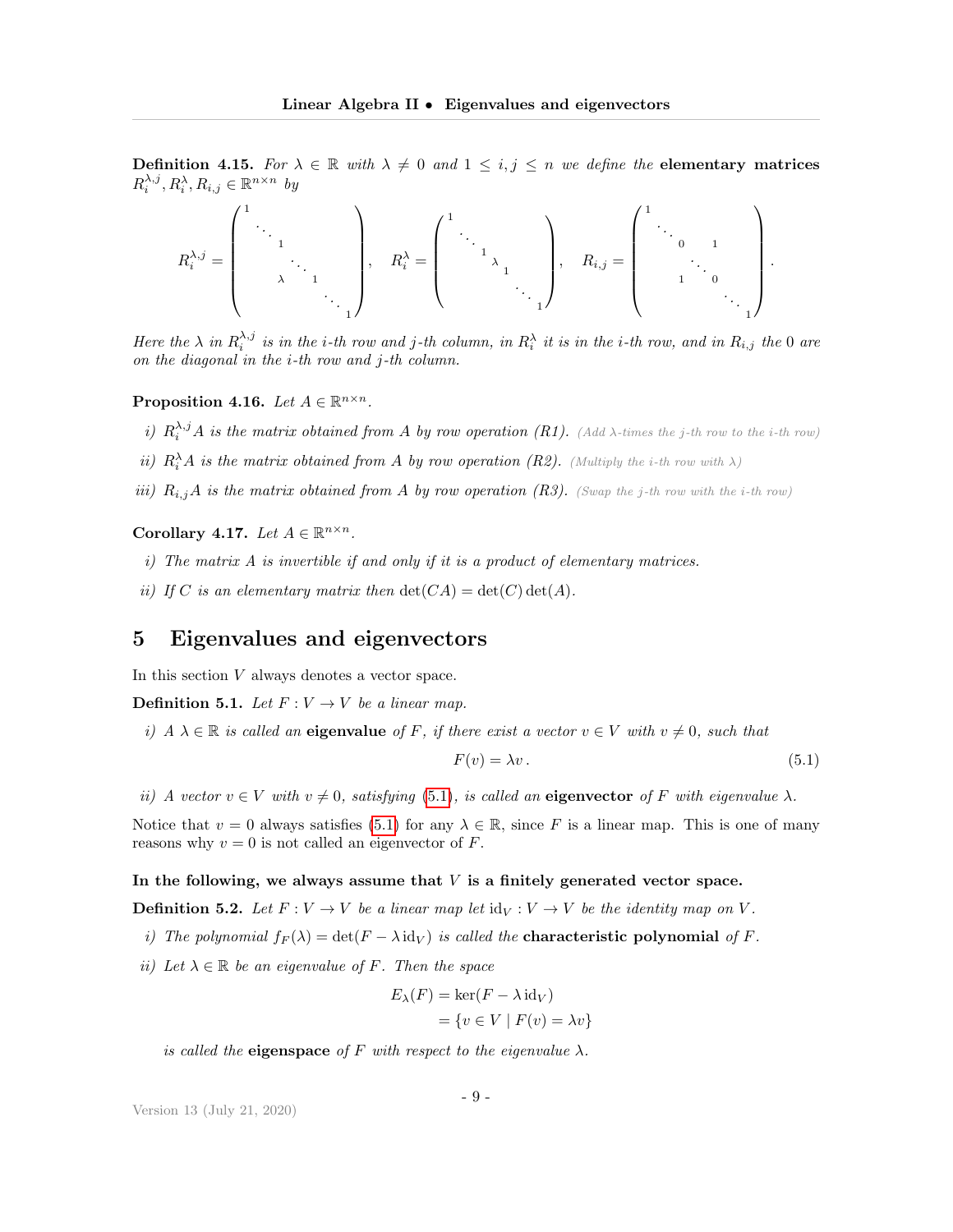**Definition 4.15.** *For $\lambda \in \mathbb{R}$ with $\lambda \neq 0$ and $1 \leq i, j \leq n$ we define the* **elementary matrices** $R_i^{\lambda,j}, R_i^{\lambda}, R_{i,j} \in \mathbb{R}^{n \times n}$ *by*

$$R_i^{\lambda,j} = \begin{pmatrix} 1 & & & & & \\ & \ddots & & & & \\ & & 1 & & & \\ & & & \ddots & & \\ & & \lambda & & 1 & \\ & & & & & \ddots & \\ & & & & & & 1 \end{pmatrix}, \quad R_i^{\lambda} = \begin{pmatrix} 1 & & & & \\ & \ddots & & & \\ & & 1 & & \\ & & & \lambda & \\ & & & & 1 \\ & & & & & \ddots \\ & & & & & & 1 \end{pmatrix}, \quad R_{i,j} = \begin{pmatrix} 1 & & & & \\ & \ddots & & & \\ & & 0 & & 1 \\ & & & \ddots & \\ & & 1 & & 0 \\ & & & & & \ddots \\ & & & & & & 1 \end{pmatrix}.$$

*Here the $\lambda$ in $R_i^{\lambda,j}$ is in the $i$-th row and $j$-th column, in $R_i^{\lambda}$ it is in the $i$-th row, and in $R_{i,j}$ the 0 are on the diagonal in the $i$-th row and $j$-th column.*

**Proposition 4.16.** *Let $A \in \mathbb{R}^{n \times n}$.*

*i)* *$R_i^{\lambda,j} A$ is the matrix obtained from $A$ by row operation (R1).* (Add $\lambda$-times the $j$-th row to the $i$-th row)

*ii)* *$R_i^{\lambda} A$ is the matrix obtained from $A$ by row operation (R2).* (Multiply the $i$-th row with $\lambda$)

*iii)* *$R_{i,j} A$ is the matrix obtained from $A$ by row operation (R3).* (Swap the $j$-th row with the $i$-th row)

**Corollary 4.17.** *Let $A \in \mathbb{R}^{n \times n}$.*

*i)* *The matrix $A$ is invertible if and only if it is a product of elementary matrices.*

*ii)* *If $C$ is an elementary matrix then $\det(CA) = \det(C)\det(A)$.*

# 5 Eigenvalues and eigenvectors

In this section $V$ always denotes a vector space.

**Definition 5.1.** *Let $F : V \to V$ be a linear map.*

*i)* *A $\lambda \in \mathbb{R}$ is called an* **eigenvalue** *of $F$, if there exist a vector $v \in V$ with $v \neq 0$, such that*

$$F(v) = \lambda v\,. \tag{5.1}$$

*ii)* *A vector $v \in V$ with $v \neq 0$, satisfying (5.1), is called an* **eigenvector** *of $F$ with eigenvalue $\lambda$.*

Notice that $v = 0$ always satisfies (5.1) for any $\lambda \in \mathbb{R}$, since $F$ is a linear map. This is one of many reasons why $v = 0$ is not called an eigenvector of $F$.

**In the following, we always assume that $V$ is a finitely generated vector space.**

**Definition 5.2.** *Let $F : V \to V$ be a linear map let $\mathrm{id}_V : V \to V$ be the identity map on $V$.*

*i)* *The polynomial $f_F(\lambda) = \det(F - \lambda\,\mathrm{id}_V)$ is called the* **characteristic polynomial** *of $F$.*

*ii)* *Let $\lambda \in \mathbb{R}$ be an eigenvalue of $F$. Then the space*

$$\begin{aligned} E_\lambda(F) &= \ker(F - \lambda\,\mathrm{id}_V) \\ &= \{v \in V \mid F(v) = \lambda v\} \end{aligned}$$

*is called the* **eigenspace** *of $F$ with respect to the eigenvalue $\lambda$.*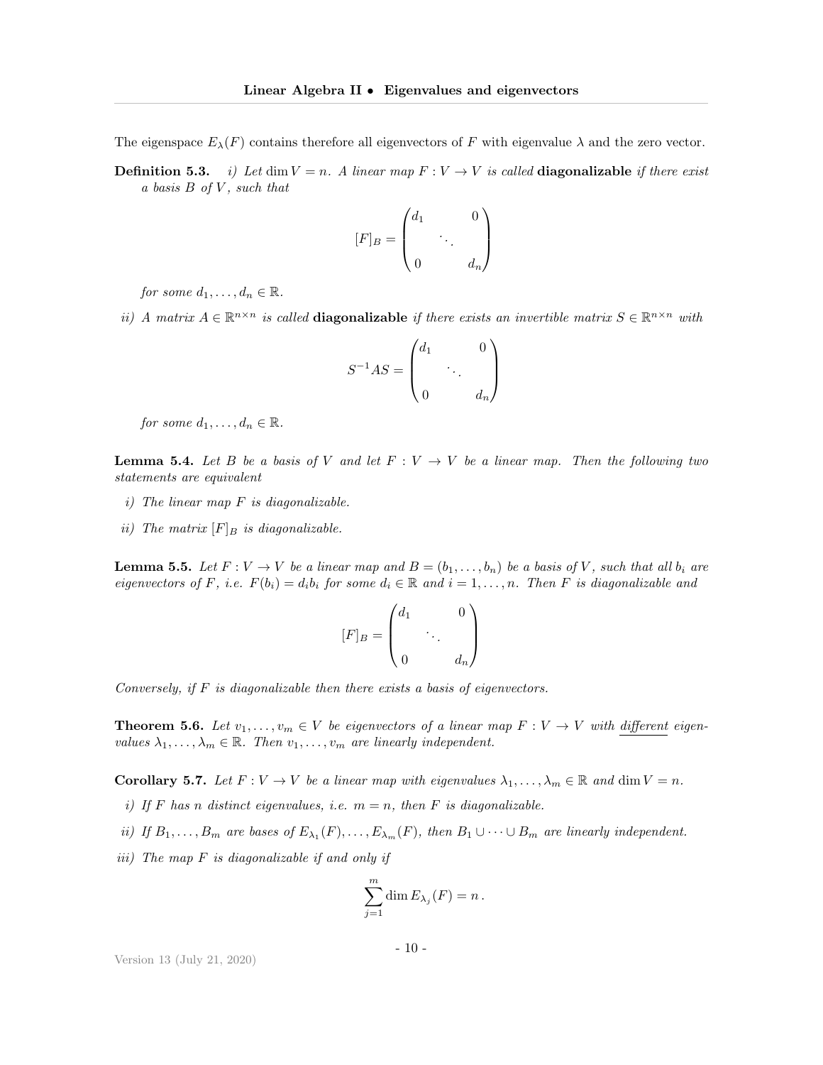The eigenspace $E_\lambda(F)$ contains therefore all eigenvectors of $F$ with eigenvalue $\lambda$ and the zero vector.

**Definition 5.3.** *i) Let $\dim V = n$. A linear map $F : V \to V$ is called* **diagonalizable** *if there exist a basis $B$ of $V$, such that*

$$[F]_B = \begin{pmatrix} d_1 & & 0 \\ & \ddots & \\ 0 & & d_n \end{pmatrix}$$

*for some $d_1, \dots, d_n \in \mathbb{R}$.*

*ii) A matrix $A \in \mathbb{R}^{n \times n}$ is called* **diagonalizable** *if there exists an invertible matrix $S \in \mathbb{R}^{n \times n}$ with*

$$S^{-1}AS = \begin{pmatrix} d_1 & & 0 \\ & \ddots & \\ 0 & & d_n \end{pmatrix}$$

*for some $d_1, \dots, d_n \in \mathbb{R}$.*

**Lemma 5.4.** *Let $B$ be a basis of $V$ and let $F : V \to V$ be a linear map. Then the following two statements are equivalent*

*i) The linear map $F$ is diagonalizable.*

*ii) The matrix $[F]_B$ is diagonalizable.*

**Lemma 5.5.** *Let $F : V \to V$ be a linear map and $B = (b_1, \dots, b_n)$ be a basis of $V$, such that all $b_i$ are eigenvectors of $F$, i.e. $F(b_i) = d_i b_i$ for some $d_i \in \mathbb{R}$ and $i = 1, \dots, n$. Then $F$ is diagonalizable and*

$$[F]_B = \begin{pmatrix} d_1 & & 0 \\ & \ddots & \\ 0 & & d_n \end{pmatrix}$$

*Conversely, if $F$ is diagonalizable then there exists a basis of eigenvectors.*

**Theorem 5.6.** *Let $v_1, \dots, v_m \in V$ be eigenvectors of a linear map $F : V \to V$ with different eigenvalues $\lambda_1, \dots, \lambda_m \in \mathbb{R}$. Then $v_1, \dots, v_m$ are linearly independent.*

**Corollary 5.7.** *Let $F : V \to V$ be a linear map with eigenvalues $\lambda_1, \dots, \lambda_m \in \mathbb{R}$ and $\dim V = n$.*

*i) If $F$ has $n$ distinct eigenvalues, i.e. $m = n$, then $F$ is diagonalizable.*

*ii) If $B_1, \dots, B_m$ are bases of $E_{\lambda_1}(F), \dots, E_{\lambda_m}(F)$, then $B_1 \cup \dots \cup B_m$ are linearly independent.*

*iii) The map $F$ is diagonalizable if and only if*

$$\sum_{j=1}^{m} \dim E_{\lambda_j}(F) = n\,.$$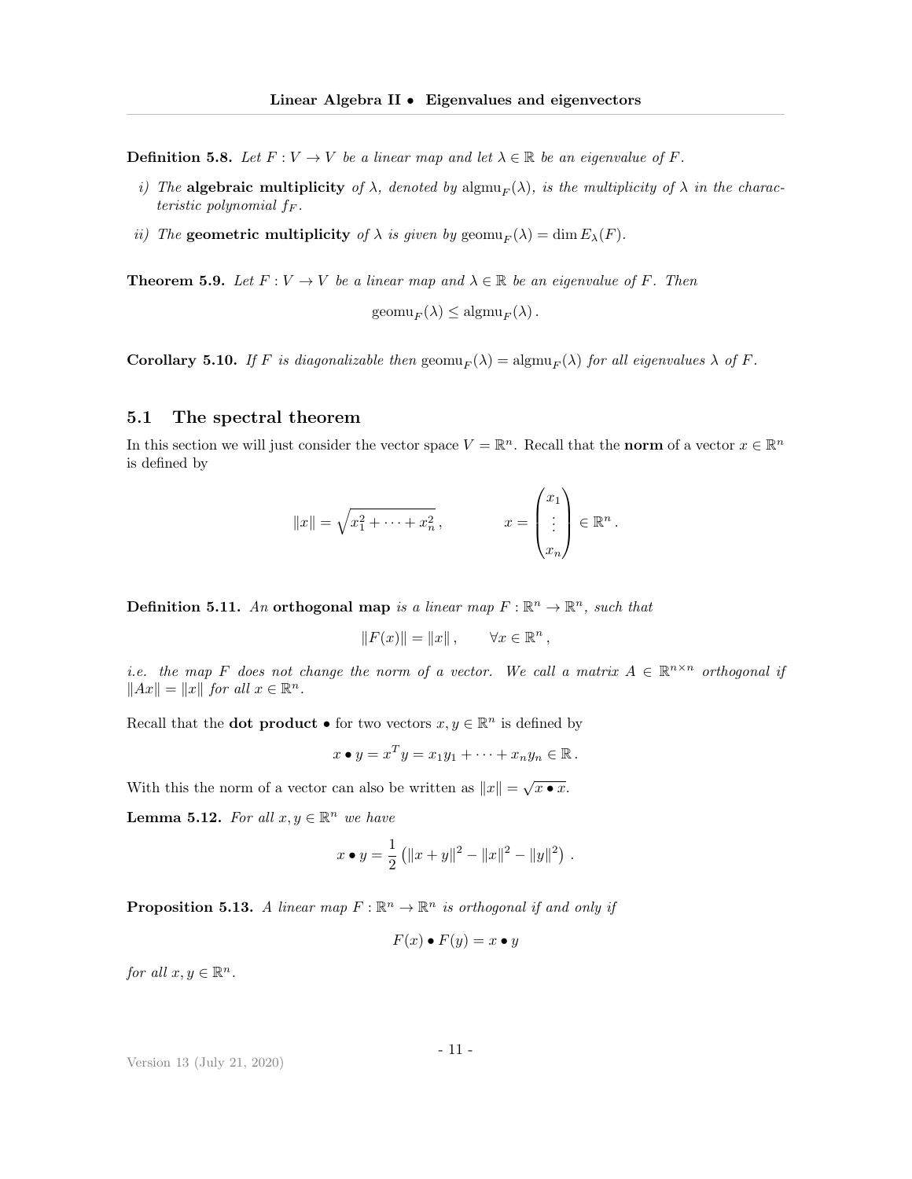**Definition 5.8.** *Let $F : V \to V$ be a linear map and let $\lambda \in \mathbb{R}$ be an eigenvalue of $F$.*

*i) The* **algebraic multiplicity** *of $\lambda$, denoted by $\text{algmu}_F(\lambda)$, is the multiplicity of $\lambda$ in the characteristic polynomial $f_F$.*

*ii) The* **geometric multiplicity** *of $\lambda$ is given by $\text{geomu}_F(\lambda) = \dim E_\lambda(F)$.*

**Theorem 5.9.** *Let $F : V \to V$ be a linear map and $\lambda \in \mathbb{R}$ be an eigenvalue of $F$. Then*

$$\text{geomu}_F(\lambda) \leq \text{algmu}_F(\lambda) .$$

**Corollary 5.10.** *If $F$ is diagonalizable then $\text{geomu}_F(\lambda) = \text{algmu}_F(\lambda)$ for all eigenvalues $\lambda$ of $F$.*

## 5.1 The spectral theorem

In this section we will just consider the vector space $V = \mathbb{R}^n$. Recall that the **norm** of a vector $x \in \mathbb{R}^n$ is defined by

$$\|x\| = \sqrt{x_1^2 + \cdots + x_n^2} , \qquad x = \begin{pmatrix} x_1 \\ \vdots \\ x_n \end{pmatrix} \in \mathbb{R}^n .$$

**Definition 5.11.** *An* **orthogonal map** *is a linear map $F : \mathbb{R}^n \to \mathbb{R}^n$, such that*

$$\|F(x)\| = \|x\| , \qquad \forall x \in \mathbb{R}^n ,$$

*i.e. the map $F$ does not change the norm of a vector. We call a matrix $A \in \mathbb{R}^{n \times n}$ orthogonal if $\|Ax\| = \|x\|$ for all $x \in \mathbb{R}^n$.*

Recall that the **dot product** $\bullet$ for two vectors $x, y \in \mathbb{R}^n$ is defined by

$$x \bullet y = x^T y = x_1 y_1 + \cdots + x_n y_n \in \mathbb{R} .$$

With this the norm of a vector can also be written as $\|x\| = \sqrt{x \bullet x}$.

**Lemma 5.12.** *For all $x, y \in \mathbb{R}^n$ we have*

$$x \bullet y = \frac{1}{2} \left( \|x + y\|^2 - \|x\|^2 - \|y\|^2 \right) .$$

**Proposition 5.13.** *A linear map $F : \mathbb{R}^n \to \mathbb{R}^n$ is orthogonal if and only if*

$$F(x) \bullet F(y) = x \bullet y$$

*for all $x, y \in \mathbb{R}^n$.*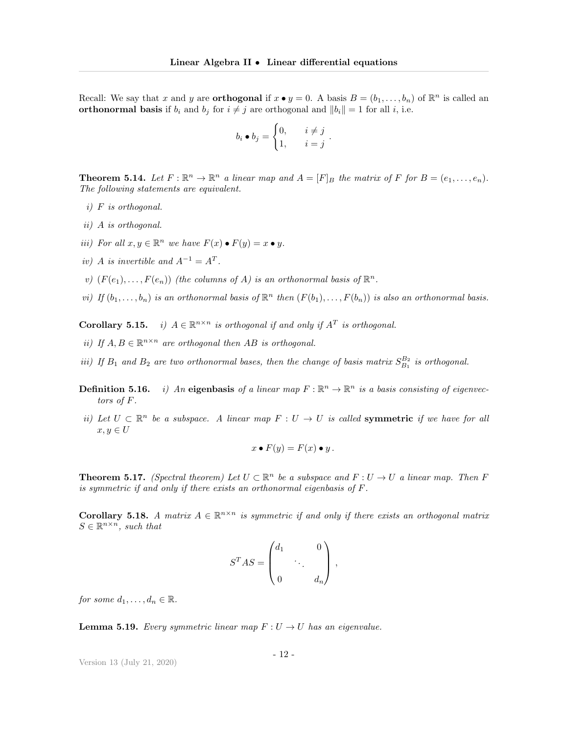Recall: We say that $x$ and $y$ are **orthogonal** if $x \bullet y = 0$. A basis $B = (b_1, \dots, b_n)$ of $\mathbb{R}^n$ is called an **orthonormal basis** if $b_i$ and $b_j$ for $i \neq j$ are orthogonal and $\|b_i\| = 1$ for all $i$, i.e.

$$b_i \bullet b_j = \begin{cases} 0, & i \neq j \\ 1, & i = j \end{cases}.$$

**Theorem 5.14.** *Let $F : \mathbb{R}^n \to \mathbb{R}^n$ a linear map and $A = [F]_B$ the matrix of $F$ for $B = (e_1, \dots, e_n)$. The following statements are equivalent.*

*i) $F$ is orthogonal.*

*ii) $A$ is orthogonal.*

*iii) For all $x, y \in \mathbb{R}^n$ we have $F(x) \bullet F(y) = x \bullet y$.*

*iv) $A$ is invertible and $A^{-1} = A^T$.*

*v) $(F(e_1), \dots, F(e_n))$ (the columns of $A$) is an orthonormal basis of $\mathbb{R}^n$.*

*vi) If $(b_1, \dots, b_n)$ is an orthonormal basis of $\mathbb{R}^n$ then $(F(b_1), \dots, F(b_n))$ is also an orthonormal basis.*

**Corollary 5.15.** *i) $A \in \mathbb{R}^{n \times n}$ is orthogonal if and only if $A^T$ is orthogonal.*

*ii) If $A, B \in \mathbb{R}^{n \times n}$ are orthogonal then $AB$ is orthogonal.*

*iii) If $B_1$ and $B_2$ are two orthonormal bases, then the change of basis matrix $S_{B_1}^{B_2}$ is orthogonal.*

**Definition 5.16.** *i) An* **eigenbasis** *of a linear map $F : \mathbb{R}^n \to \mathbb{R}^n$ is a basis consisting of eigenvectors of $F$.*

*ii) Let $U \subset \mathbb{R}^n$ be a subspace. A linear map $F : U \to U$ is called* **symmetric** *if we have for all $x, y \in U$*

$$x \bullet F(y) = F(x) \bullet y\,.$$

**Theorem 5.17.** *(Spectral theorem) Let $U \subset \mathbb{R}^n$ be a subspace and $F : U \to U$ a linear map. Then $F$ is symmetric if and only if there exists an orthonormal eigenbasis of $F$.*

**Corollary 5.18.** *A matrix $A \in \mathbb{R}^{n \times n}$ is symmetric if and only if there exists an orthogonal matrix $S \in \mathbb{R}^{n \times n}$, such that*

$$S^T A S = \begin{pmatrix} d_1 & & 0 \\ & \ddots & \\ 0 & & d_n \end{pmatrix},$$

*for some $d_1, \dots, d_n \in \mathbb{R}$.*

**Lemma 5.19.** *Every symmetric linear map $F : U \to U$ has an eigenvalue.*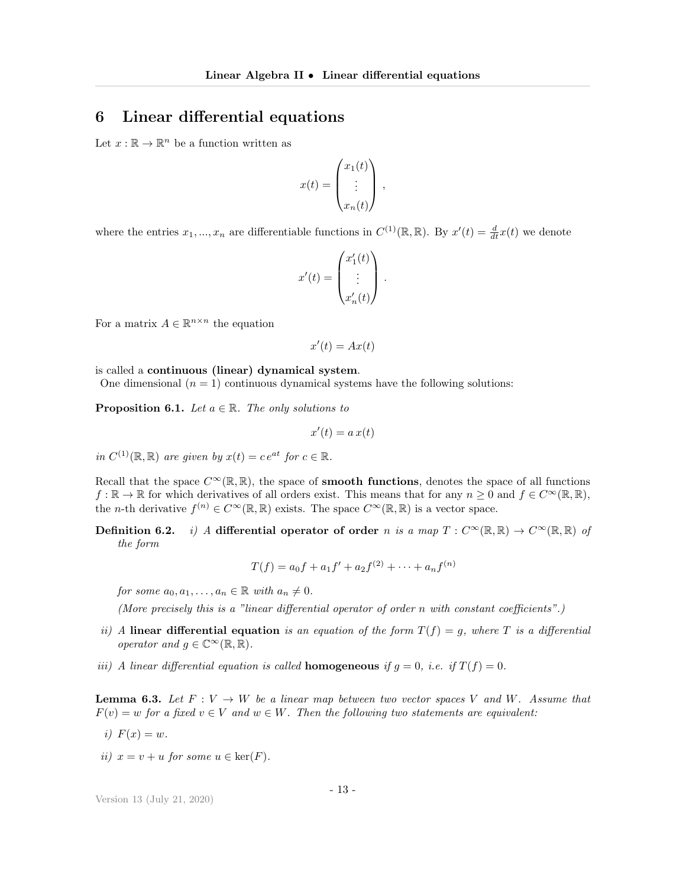# 6 Linear differential equations

Let $x : \mathbb{R} \to \mathbb{R}^n$ be a function written as

$$x(t) = \begin{pmatrix} x_1(t) \\ \vdots \\ x_n(t) \end{pmatrix},$$

where the entries $x_1, ..., x_n$ are differentiable functions in $C^{(1)}(\mathbb{R}, \mathbb{R})$. By $x'(t) = \frac{d}{dt}x(t)$ we denote

$$x'(t) = \begin{pmatrix} x_1'(t) \\ \vdots \\ x_n'(t) \end{pmatrix}.$$

For a matrix $A \in \mathbb{R}^{n \times n}$ the equation

$$x'(t) = Ax(t)$$

is called a **continuous (linear) dynamical system**.

One dimensional ($n = 1$) continuous dynamical systems have the following solutions:

**Proposition 6.1.** *Let $a \in \mathbb{R}$. The only solutions to*

$$x'(t) = a\, x(t)$$

*in $C^{(1)}(\mathbb{R}, \mathbb{R})$ are given by $x(t) = c\, e^{at}$ for $c \in \mathbb{R}$.*

Recall that the space $C^\infty(\mathbb{R}, \mathbb{R})$, the space of **smooth functions**, denotes the space of all functions $f : \mathbb{R} \to \mathbb{R}$ for which derivatives of all orders exist. This means that for any $n \geq 0$ and $f \in C^\infty(\mathbb{R}, \mathbb{R})$, the $n$-th derivative $f^{(n)} \in C^\infty(\mathbb{R}, \mathbb{R})$ exists. The space $C^\infty(\mathbb{R}, \mathbb{R})$ is a vector space.

**Definition 6.2.** *i) A* **differential operator of order** *$n$ is a map $T : C^\infty(\mathbb{R}, \mathbb{R}) \to C^\infty(\mathbb{R}, \mathbb{R})$ of the form*

$$T(f) = a_0 f + a_1 f' + a_2 f^{(2)} + \cdots + a_n f^{(n)}$$

*for some $a_0, a_1, \ldots, a_n \in \mathbb{R}$ with $a_n \neq 0$.*

*(More precisely this is a "linear differential operator of order n with constant coefficients".)*

*ii) A* **linear differential equation** *is an equation of the form $T(f) = g$, where $T$ is a differential operator and $g \in \mathbb{C}^\infty(\mathbb{R}, \mathbb{R})$.*

*iii) A linear differential equation is called* **homogeneous** *if $g = 0$, i.e. if $T(f) = 0$.*

**Lemma 6.3.** *Let $F : V \to W$ be a linear map between two vector spaces $V$ and $W$. Assume that $F(v) = w$ for a fixed $v \in V$ and $w \in W$. Then the following two statements are equivalent:*

*i) $F(x) = w$.*

*ii) $x = v + u$ for some $u \in \ker(F)$.*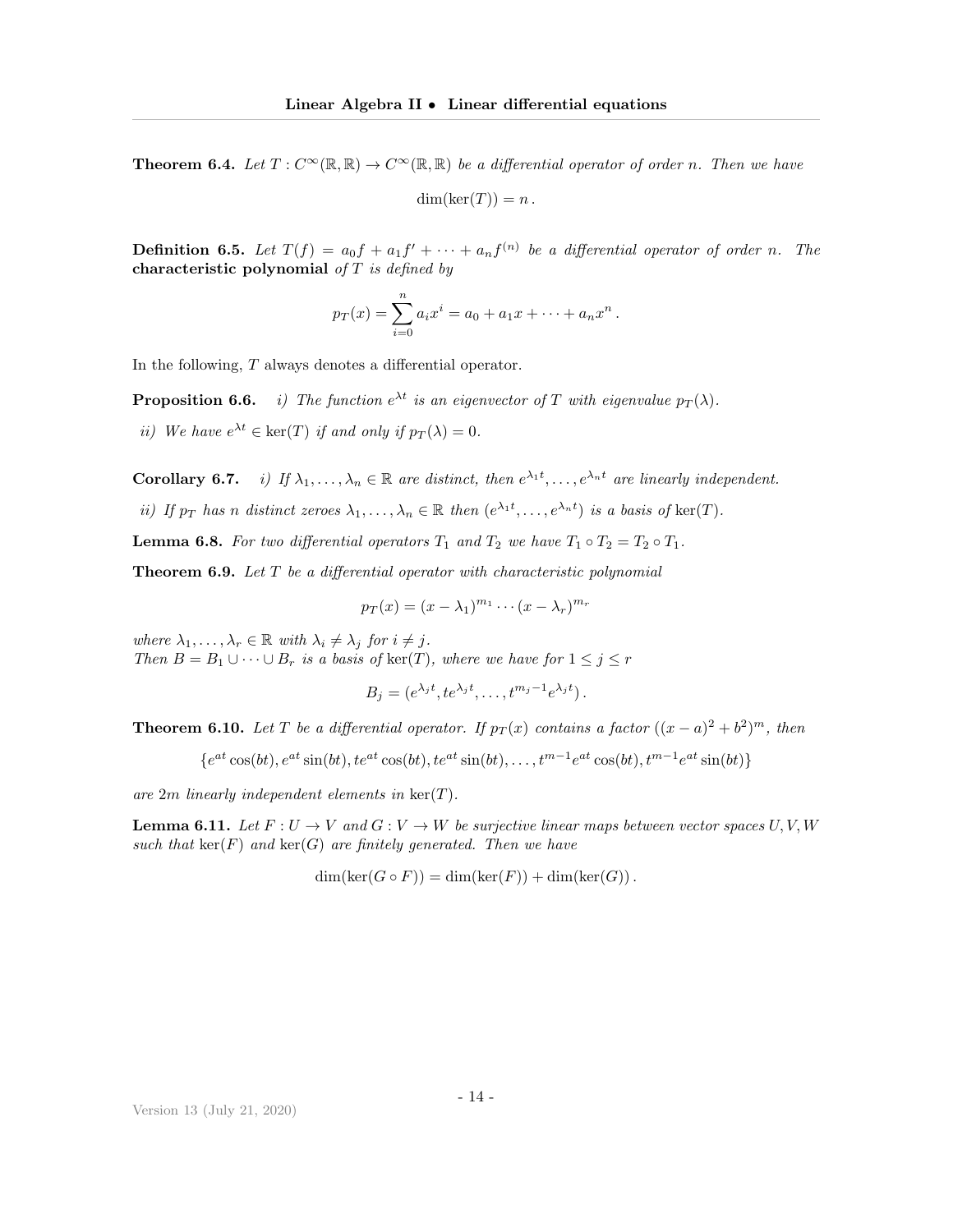**Theorem 6.4.** *Let $T : C^\infty(\mathbb{R}, \mathbb{R}) \to C^\infty(\mathbb{R}, \mathbb{R})$ be a differential operator of order $n$. Then we have*

$$\dim(\ker(T)) = n\,.$$

**Definition 6.5.** *Let $T(f) = a_0 f + a_1 f' + \cdots + a_n f^{(n)}$ be a differential operator of order $n$. The* **characteristic polynomial** *of $T$ is defined by*

$$p_T(x) = \sum_{i=0}^{n} a_i x^i = a_0 + a_1 x + \cdots + a_n x^n\,.$$

In the following, $T$ always denotes a differential operator.

**Proposition 6.6.** *i) The function $e^{\lambda t}$ is an eigenvector of $T$ with eigenvalue $p_T(\lambda)$.*

*ii) We have $e^{\lambda t} \in \ker(T)$ if and only if $p_T(\lambda) = 0$.*

**Corollary 6.7.** *i) If $\lambda_1, \ldots, \lambda_n \in \mathbb{R}$ are distinct, then $e^{\lambda_1 t}, \ldots, e^{\lambda_n t}$ are linearly independent.*

*ii) If $p_T$ has $n$ distinct zeroes $\lambda_1, \ldots, \lambda_n \in \mathbb{R}$ then $(e^{\lambda_1 t}, \ldots, e^{\lambda_n t})$ is a basis of $\ker(T)$.*

**Lemma 6.8.** *For two differential operators $T_1$ and $T_2$ we have $T_1 \circ T_2 = T_2 \circ T_1$.*

**Theorem 6.9.** *Let $T$ be a differential operator with characteristic polynomial*

$$p_T(x) = (x - \lambda_1)^{m_1} \cdots (x - \lambda_r)^{m_r}$$

*where $\lambda_1, \ldots, \lambda_r \in \mathbb{R}$ with $\lambda_i \neq \lambda_j$ for $i \neq j$.*
*Then $B = B_1 \cup \cdots \cup B_r$ is a basis of $\ker(T)$, where we have for $1 \leq j \leq r$*

$$B_j = (e^{\lambda_j t}, te^{\lambda_j t}, \ldots, t^{m_j - 1} e^{\lambda_j t})\,.$$

**Theorem 6.10.** *Let $T$ be a differential operator. If $p_T(x)$ contains a factor $((x-a)^2 + b^2)^m$, then*

$$\{e^{at}\cos(bt), e^{at}\sin(bt), te^{at}\cos(bt), te^{at}\sin(bt), \ldots, t^{m-1}e^{at}\cos(bt), t^{m-1}e^{at}\sin(bt)\}$$

*are $2m$ linearly independent elements in $\ker(T)$.*

**Lemma 6.11.** *Let $F : U \to V$ and $G : V \to W$ be surjective linear maps between vector spaces $U, V, W$ such that $\ker(F)$ and $\ker(G)$ are finitely generated. Then we have*

$$\dim(\ker(G \circ F)) = \dim(\ker(F)) + \dim(\ker(G))\,.$$